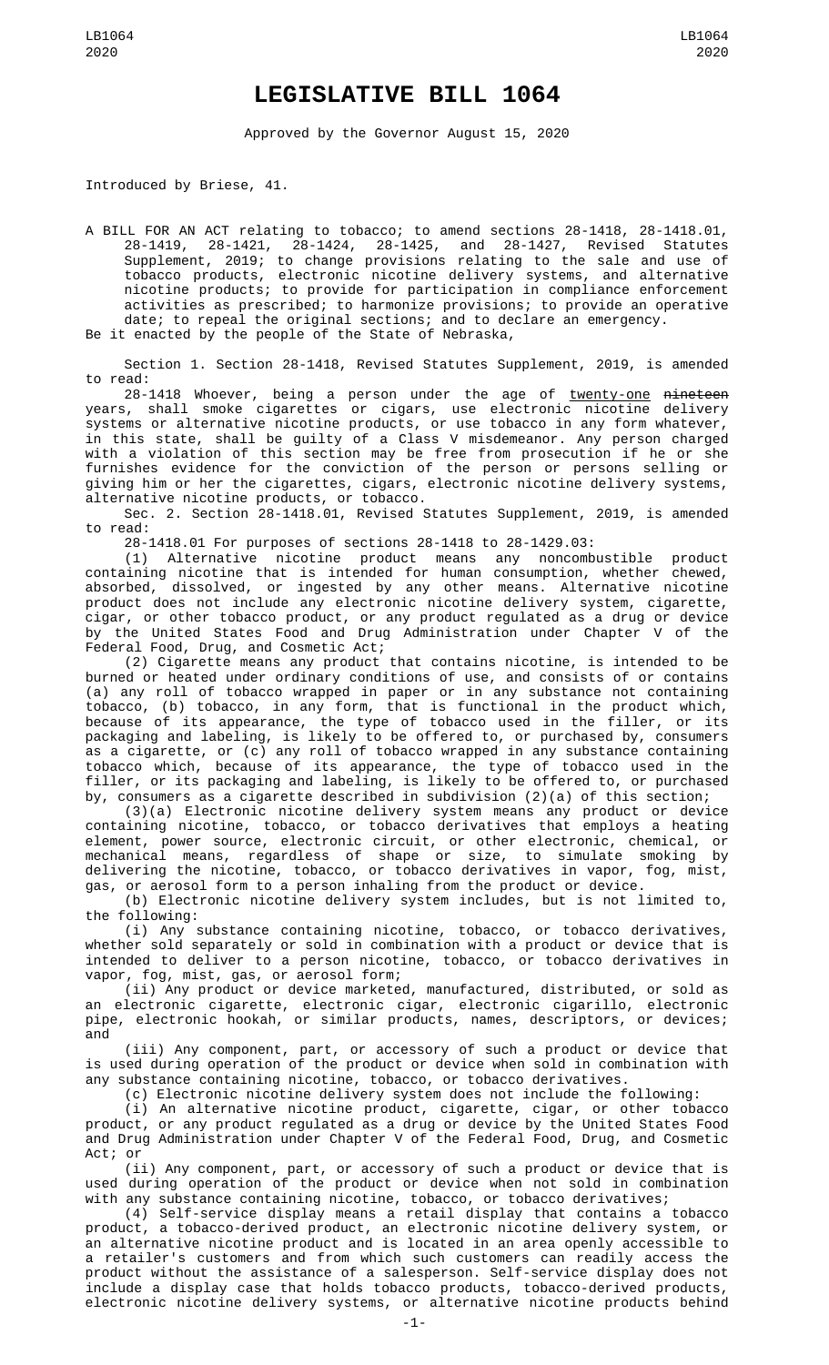# LEGISLATIVE BILL 1064

Approved by the Governor August 15, 2020

Introduced by Briese, 41.

A BILL FOR AN ACT relating to tobacco; to amend sections 28-1418, 28-1418.01, 28-1419, 28-1421, 28-1424, 28-1425, and 28-1427, Revised Statutes Supplement, 2019; to change provisions relating to the sale and use of tobacco products, electronic nicotine delivery systems, and alternative nicotine products; to provide for participation in compliance enforcement activities as prescribed; to harmonize provisions; to provide an operative date; to repeal the original sections; and to declare an emergency.

Be it enacted by the people of the State of Nebraska,

Section 1. Section 28-1418, Revised Statutes Supplement, 2019, is amended to read:

28-1418 Whoever, being a person under the age of twenty-one ~~nineteen~~ years, shall smoke cigarettes or cigars, use electronic nicotine delivery systems or alternative nicotine products, or use tobacco in any form whatever, in this state, shall be guilty of a Class V misdemeanor. Any person charged with a violation of this section may be free from prosecution if he or she furnishes evidence for the conviction of the person or persons selling or giving him or her the cigarettes, cigars, electronic nicotine delivery systems, alternative nicotine products, or tobacco.

Sec. 2. Section 28-1418.01, Revised Statutes Supplement, 2019, is amended to read:

28-1418.01 For purposes of sections 28-1418 to 28-1429.03:

(1) Alternative nicotine product means any noncombustible product containing nicotine that is intended for human consumption, whether chewed, absorbed, dissolved, or ingested by any other means. Alternative nicotine product does not include any electronic nicotine delivery system, cigarette, cigar, or other tobacco product, or any product regulated as a drug or device by the United States Food and Drug Administration under Chapter V of the Federal Food, Drug, and Cosmetic Act;

(2) Cigarette means any product that contains nicotine, is intended to be burned or heated under ordinary conditions of use, and consists of or contains (a) any roll of tobacco wrapped in paper or in any substance not containing tobacco, (b) tobacco, in any form, that is functional in the product which, because of its appearance, the type of tobacco used in the filler, or its packaging and labeling, is likely to be offered to, or purchased by, consumers as a cigarette, or (c) any roll of tobacco wrapped in any substance containing tobacco which, because of its appearance, the type of tobacco used in the filler, or its packaging and labeling, is likely to be offered to, or purchased by, consumers as a cigarette described in subdivision (2)(a) of this section;

(3)(a) Electronic nicotine delivery system means any product or device containing nicotine, tobacco, or tobacco derivatives that employs a heating element, power source, electronic circuit, or other electronic, chemical, or mechanical means, regardless of shape or size, to simulate smoking by delivering the nicotine, tobacco, or tobacco derivatives in vapor, fog, mist, gas, or aerosol form to a person inhaling from the product or device.

(b) Electronic nicotine delivery system includes, but is not limited to, the following:

(i) Any substance containing nicotine, tobacco, or tobacco derivatives, whether sold separately or sold in combination with a product or device that is intended to deliver to a person nicotine, tobacco, or tobacco derivatives in vapor, fog, mist, gas, or aerosol form;

(ii) Any product or device marketed, manufactured, distributed, or sold as an electronic cigarette, electronic cigar, electronic cigarillo, electronic pipe, electronic hookah, or similar products, names, descriptors, or devices; and

(iii) Any component, part, or accessory of such a product or device that is used during operation of the product or device when sold in combination with any substance containing nicotine, tobacco, or tobacco derivatives.

(c) Electronic nicotine delivery system does not include the following:

(i) An alternative nicotine product, cigarette, cigar, or other tobacco product, or any product regulated as a drug or device by the United States Food and Drug Administration under Chapter V of the Federal Food, Drug, and Cosmetic Act; or

(ii) Any component, part, or accessory of such a product or device that is used during operation of the product or device when not sold in combination with any substance containing nicotine, tobacco, or tobacco derivatives;

(4) Self-service display means a retail display that contains a tobacco product, a tobacco-derived product, an electronic nicotine delivery system, or an alternative nicotine product and is located in an area openly accessible to a retailer's customers and from which such customers can readily access the product without the assistance of a salesperson. Self-service display does not include a display case that holds tobacco products, tobacco-derived products, electronic nicotine delivery systems, or alternative nicotine products behind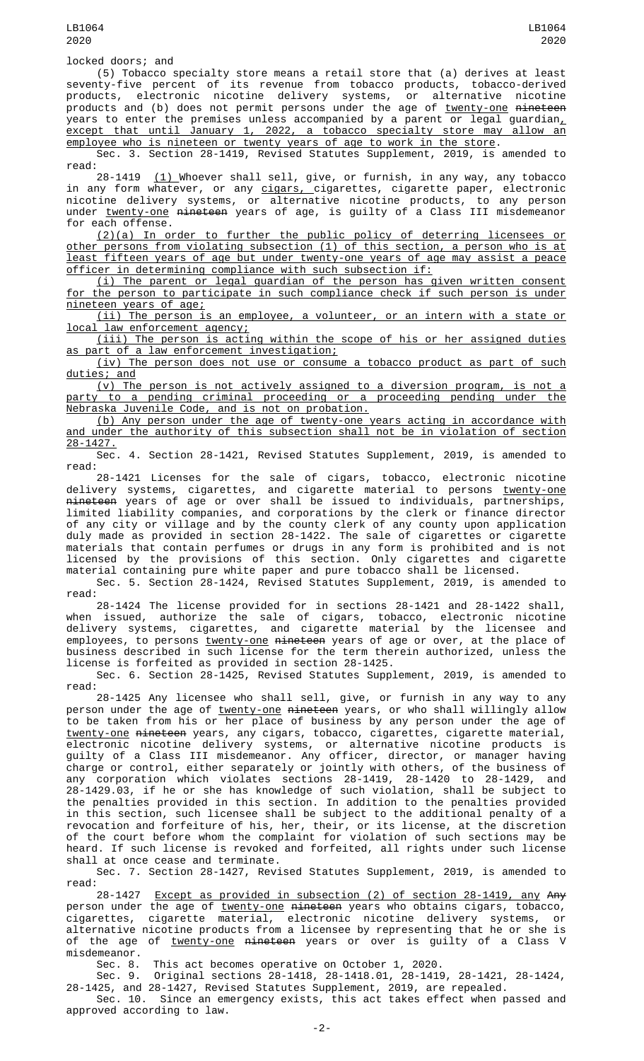locked doors; and

(5) Tobacco specialty store means a retail store that (a) derives at least seventy-five percent of its revenue from tobacco products, tobacco-derived products, electronic nicotine delivery systems, or alternative nicotine products and (b) does not permit persons under the age of twenty-one ~~nineteen~~ years to enter the premises unless accompanied by a parent or legal guardian, except that until January 1, 2022, a tobacco specialty store may allow an employee who is nineteen or twenty years of age to work in the store.

Sec. 3. Section 28-1419, Revised Statutes Supplement, 2019, is amended to read:

28-1419 (1) Whoever shall sell, give, or furnish, in any way, any tobacco in any form whatever, or any cigars, cigarettes, cigarette paper, electronic nicotine delivery systems, or alternative nicotine products, to any person under twenty-one ~~nineteen~~ years of age, is guilty of a Class III misdemeanor for each offense.

(2)(a) In order to further the public policy of deterring licensees or other persons from violating subsection (1) of this section, a person who is at least fifteen years of age but under twenty-one years of age may assist a peace officer in determining compliance with such subsection if:

(i) The parent or legal guardian of the person has given written consent for the person to participate in such compliance check if such person is under nineteen years of age;

(ii) The person is an employee, a volunteer, or an intern with a state or local law enforcement agency;

(iii) The person is acting within the scope of his or her assigned duties as part of a law enforcement investigation;

(iv) The person does not use or consume a tobacco product as part of such duties; and

(v) The person is not actively assigned to a diversion program, is not a party to a pending criminal proceeding or a proceeding pending under the Nebraska Juvenile Code, and is not on probation.

(b) Any person under the age of twenty-one years acting in accordance with and under the authority of this subsection shall not be in violation of section 28-1427.

Sec. 4. Section 28-1421, Revised Statutes Supplement, 2019, is amended to read:

28-1421 Licenses for the sale of cigars, tobacco, electronic nicotine delivery systems, cigarettes, and cigarette material to persons twenty-one ~~nineteen~~ years of age or over shall be issued to individuals, partnerships, limited liability companies, and corporations by the clerk or finance director of any city or village and by the county clerk of any county upon application duly made as provided in section 28-1422. The sale of cigarettes or cigarette materials that contain perfumes or drugs in any form is prohibited and is not licensed by the provisions of this section. Only cigarettes and cigarette material containing pure white paper and pure tobacco shall be licensed.

Sec. 5. Section 28-1424, Revised Statutes Supplement, 2019, is amended to read:

28-1424 The license provided for in sections 28-1421 and 28-1422 shall, when issued, authorize the sale of cigars, tobacco, electronic nicotine delivery systems, cigarettes, and cigarette material by the licensee and employees, to persons twenty-one ~~nineteen~~ years of age or over, at the place of business described in such license for the term therein authorized, unless the license is forfeited as provided in section 28-1425.

Sec. 6. Section 28-1425, Revised Statutes Supplement, 2019, is amended to read:

28-1425 Any licensee who shall sell, give, or furnish in any way to any person under the age of twenty-one ~~nineteen~~ years, or who shall willingly allow to be taken from his or her place of business by any person under the age of twenty-one ~~nineteen~~ years, any cigars, tobacco, cigarettes, cigarette material, electronic nicotine delivery systems, or alternative nicotine products is guilty of a Class III misdemeanor. Any officer, director, or manager having charge or control, either separately or jointly with others, of the business of any corporation which violates sections 28-1419, 28-1420 to 28-1429, and 28-1429.03, if he or she has knowledge of such violation, shall be subject to the penalties provided in this section. In addition to the penalties provided in this section, such licensee shall be subject to the additional penalty of a revocation and forfeiture of his, her, their, or its license, at the discretion of the court before whom the complaint for violation of such sections may be heard. If such license is revoked and forfeited, all rights under such license shall at once cease and terminate.

Sec. 7. Section 28-1427, Revised Statutes Supplement, 2019, is amended to read:

28-1427 Except as provided in subsection (2) of section 28-1419, any ~~Any~~ person under the age of twenty-one ~~nineteen~~ years who obtains cigars, tobacco, cigarettes, cigarette material, electronic nicotine delivery systems, or alternative nicotine products from a licensee by representing that he or she is of the age of twenty-one ~~nineteen~~ years or over is guilty of a Class V misdemeanor.

Sec. 8. This act becomes operative on October 1, 2020.

Sec. 9. Original sections 28-1418, 28-1418.01, 28-1419, 28-1421, 28-1424, 28-1425, and 28-1427, Revised Statutes Supplement, 2019, are repealed.

Sec. 10. Since an emergency exists, this act takes effect when passed and approved according to law.